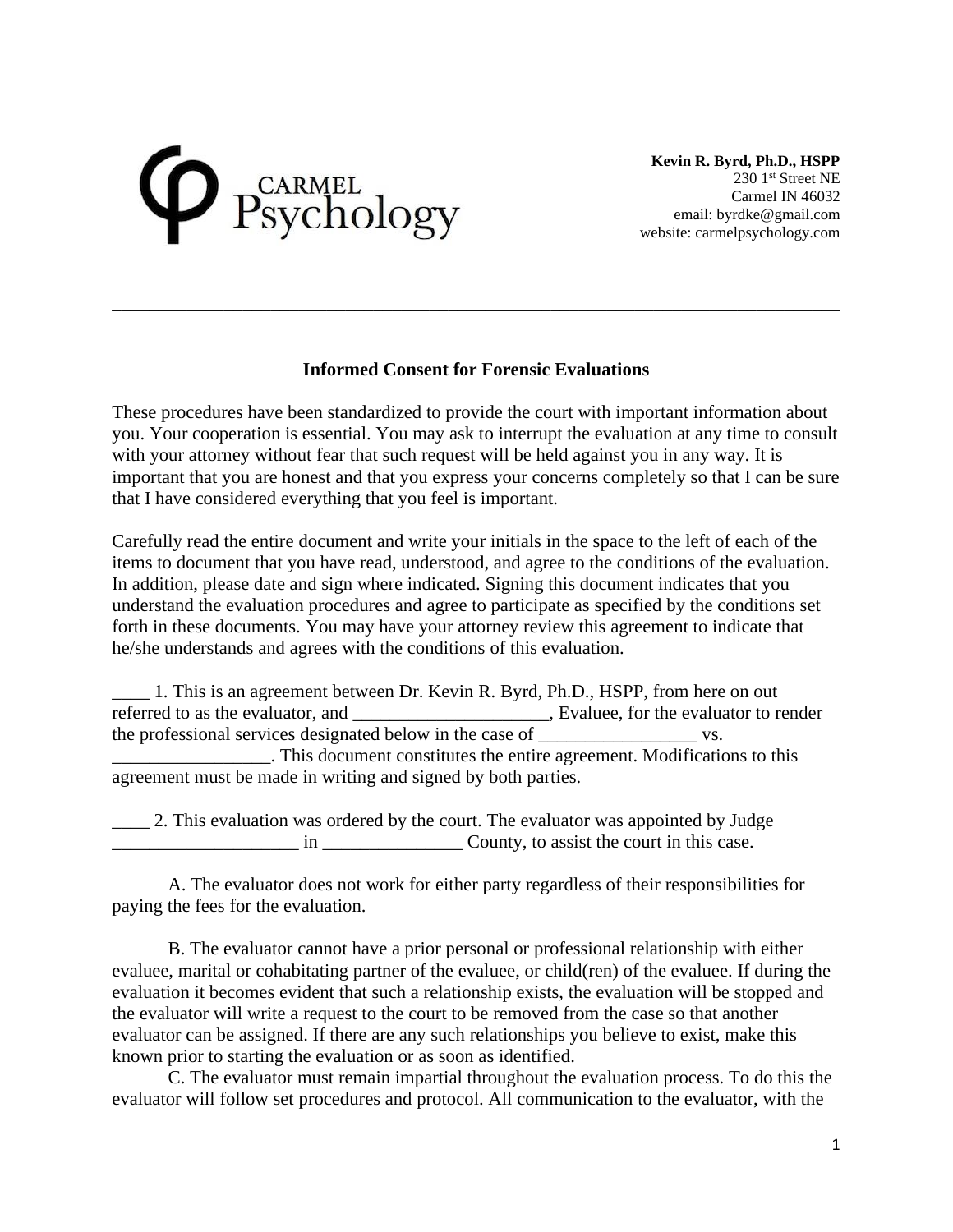CARMEL Psychology

**Kevin R. Byrd, Ph.D., HSPP**
230 1st Street NE
Carmel IN 46032
email: byrdke@gmail.com
website: carmelpsychology.com

---

**Informed Consent for Forensic Evaluations**

These procedures have been standardized to provide the court with important information about you. Your cooperation is essential. You may ask to interrupt the evaluation at any time to consult with your attorney without fear that such request will be held against you in any way. It is important that you are honest and that you express your concerns completely so that I can be sure that I have considered everything that you feel is important.

Carefully read the entire document and write your initials in the space to the left of each of the items to document that you have read, understood, and agree to the conditions of the evaluation. In addition, please date and sign where indicated. Signing this document indicates that you understand the evaluation procedures and agree to participate as specified by the conditions set forth in these documents. You may have your attorney review this agreement to indicate that he/she understands and agrees with the conditions of this evaluation.

____ 1. This is an agreement between Dr. Kevin R. Byrd, Ph.D., HSPP, from here on out referred to as the evaluator, and _____________________, Evaluee, for the evaluator to render the professional services designated below in the case of _________________ vs. _________________. This document constitutes the entire agreement. Modifications to this agreement must be made in writing and signed by both parties.

____ 2. This evaluation was ordered by the court. The evaluator was appointed by Judge ____________________ in _______________ County, to assist the court in this case.

A. The evaluator does not work for either party regardless of their responsibilities for paying the fees for the evaluation.

B. The evaluator cannot have a prior personal or professional relationship with either evaluee, marital or cohabitating partner of the evaluee, or child(ren) of the evaluee. If during the evaluation it becomes evident that such a relationship exists, the evaluation will be stopped and the evaluator will write a request to the court to be removed from the case so that another evaluator can be assigned. If there are any such relationships you believe to exist, make this known prior to starting the evaluation or as soon as identified.

C. The evaluator must remain impartial throughout the evaluation process. To do this the evaluator will follow set procedures and protocol. All communication to the evaluator, with the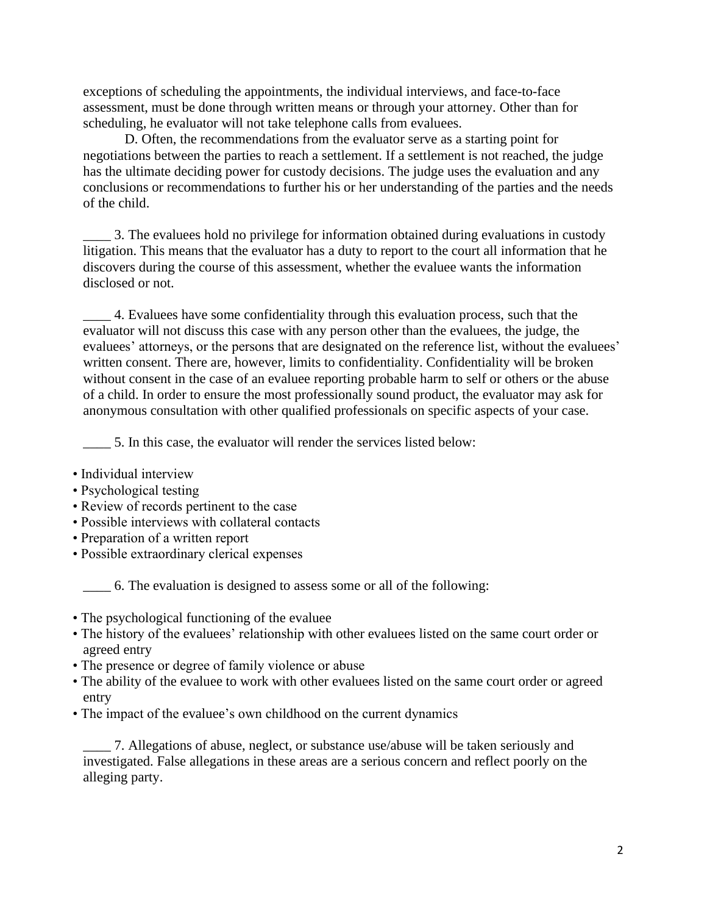exceptions of scheduling the appointments, the individual interviews, and face-to-face assessment, must be done through written means or through your attorney. Other than for scheduling, he evaluator will not take telephone calls from evaluees.

D. Often, the recommendations from the evaluator serve as a starting point for negotiations between the parties to reach a settlement. If a settlement is not reached, the judge has the ultimate deciding power for custody decisions. The judge uses the evaluation and any conclusions or recommendations to further his or her understanding of the parties and the needs of the child.

____ 3. The evaluees hold no privilege for information obtained during evaluations in custody litigation. This means that the evaluator has a duty to report to the court all information that he discovers during the course of this assessment, whether the evaluee wants the information disclosed or not.

____ 4. Evaluees have some confidentiality through this evaluation process, such that the evaluator will not discuss this case with any person other than the evaluees, the judge, the evaluees' attorneys, or the persons that are designated on the reference list, without the evaluees' written consent. There are, however, limits to confidentiality. Confidentiality will be broken without consent in the case of an evaluee reporting probable harm to self or others or the abuse of a child. In order to ensure the most professionally sound product, the evaluator may ask for anonymous consultation with other qualified professionals on specific aspects of your case.

____ 5. In this case, the evaluator will render the services listed below:

- Individual interview
- Psychological testing
- Review of records pertinent to the case
- Possible interviews with collateral contacts
- Preparation of a written report
- Possible extraordinary clerical expenses

____ 6. The evaluation is designed to assess some or all of the following:

- The psychological functioning of the evaluee
- The history of the evaluees' relationship with other evaluees listed on the same court order or agreed entry
- The presence or degree of family violence or abuse
- The ability of the evaluee to work with other evaluees listed on the same court order or agreed entry
- The impact of the evaluee's own childhood on the current dynamics

____ 7. Allegations of abuse, neglect, or substance use/abuse will be taken seriously and investigated. False allegations in these areas are a serious concern and reflect poorly on the alleging party.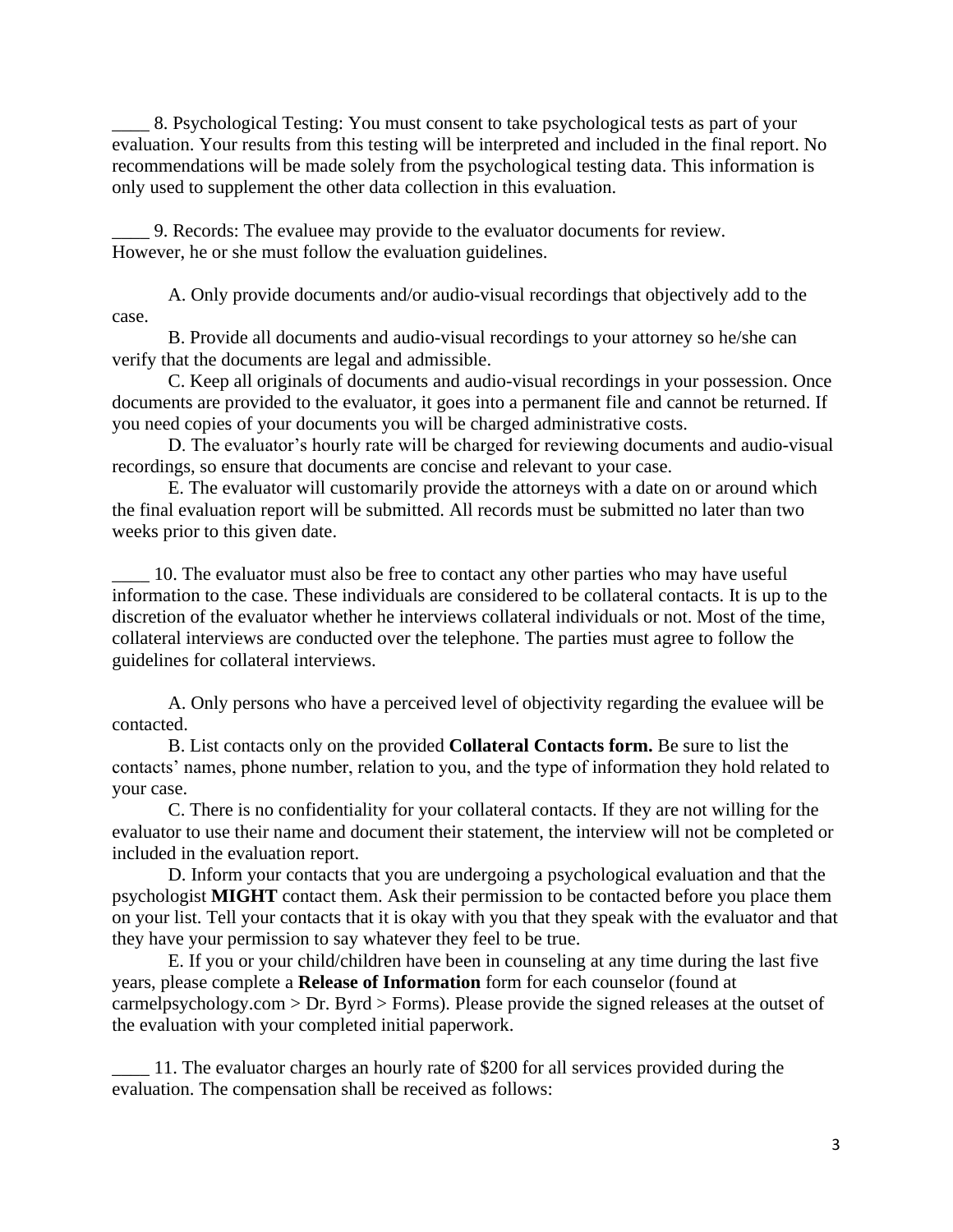____ 8. Psychological Testing: You must consent to take psychological tests as part of your evaluation. Your results from this testing will be interpreted and included in the final report. No recommendations will be made solely from the psychological testing data. This information is only used to supplement the other data collection in this evaluation.

____ 9. Records: The evaluee may provide to the evaluator documents for review. However, he or she must follow the evaluation guidelines.

A. Only provide documents and/or audio-visual recordings that objectively add to the case.

B. Provide all documents and audio-visual recordings to your attorney so he/she can verify that the documents are legal and admissible.

C. Keep all originals of documents and audio-visual recordings in your possession. Once documents are provided to the evaluator, it goes into a permanent file and cannot be returned. If you need copies of your documents you will be charged administrative costs.

D. The evaluator's hourly rate will be charged for reviewing documents and audio-visual recordings, so ensure that documents are concise and relevant to your case.

E. The evaluator will customarily provide the attorneys with a date on or around which the final evaluation report will be submitted. All records must be submitted no later than two weeks prior to this given date.

____ 10. The evaluator must also be free to contact any other parties who may have useful information to the case. These individuals are considered to be collateral contacts. It is up to the discretion of the evaluator whether he interviews collateral individuals or not. Most of the time, collateral interviews are conducted over the telephone. The parties must agree to follow the guidelines for collateral interviews.

A. Only persons who have a perceived level of objectivity regarding the evaluee will be contacted.

B. List contacts only on the provided **Collateral Contacts form.** Be sure to list the contacts' names, phone number, relation to you, and the type of information they hold related to your case.

C. There is no confidentiality for your collateral contacts. If they are not willing for the evaluator to use their name and document their statement, the interview will not be completed or included in the evaluation report.

D. Inform your contacts that you are undergoing a psychological evaluation and that the psychologist **MIGHT** contact them. Ask their permission to be contacted before you place them on your list. Tell your contacts that it is okay with you that they speak with the evaluator and that they have your permission to say whatever they feel to be true.

E. If you or your child/children have been in counseling at any time during the last five years, please complete a **Release of Information** form for each counselor (found at carmelpsychology.com > Dr. Byrd > Forms). Please provide the signed releases at the outset of the evaluation with your completed initial paperwork.

____ 11. The evaluator charges an hourly rate of $200 for all services provided during the evaluation. The compensation shall be received as follows: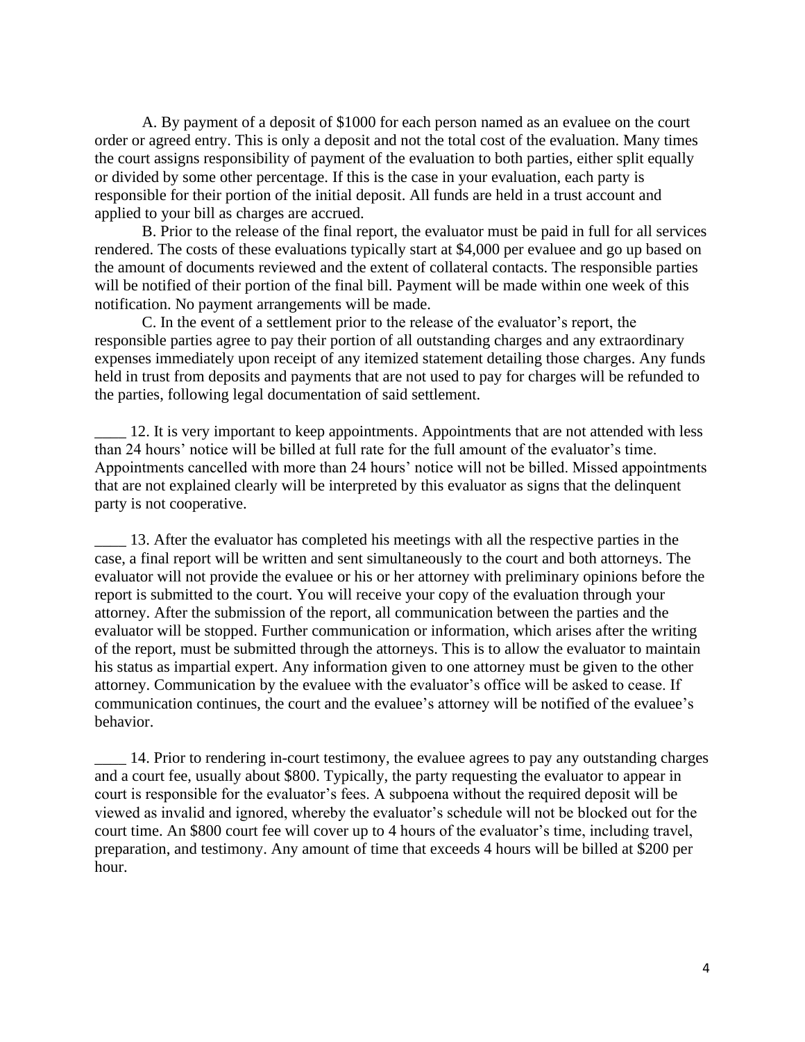A. By payment of a deposit of $1000 for each person named as an evaluee on the court order or agreed entry. This is only a deposit and not the total cost of the evaluation. Many times the court assigns responsibility of payment of the evaluation to both parties, either split equally or divided by some other percentage. If this is the case in your evaluation, each party is responsible for their portion of the initial deposit. All funds are held in a trust account and applied to your bill as charges are accrued.

B. Prior to the release of the final report, the evaluator must be paid in full for all services rendered. The costs of these evaluations typically start at $4,000 per evaluee and go up based on the amount of documents reviewed and the extent of collateral contacts. The responsible parties will be notified of their portion of the final bill. Payment will be made within one week of this notification. No payment arrangements will be made.

C. In the event of a settlement prior to the release of the evaluator's report, the responsible parties agree to pay their portion of all outstanding charges and any extraordinary expenses immediately upon receipt of any itemized statement detailing those charges. Any funds held in trust from deposits and payments that are not used to pay for charges will be refunded to the parties, following legal documentation of said settlement.

____ 12. It is very important to keep appointments. Appointments that are not attended with less than 24 hours' notice will be billed at full rate for the full amount of the evaluator's time. Appointments cancelled with more than 24 hours' notice will not be billed. Missed appointments that are not explained clearly will be interpreted by this evaluator as signs that the delinquent party is not cooperative.

____ 13. After the evaluator has completed his meetings with all the respective parties in the case, a final report will be written and sent simultaneously to the court and both attorneys. The evaluator will not provide the evaluee or his or her attorney with preliminary opinions before the report is submitted to the court. You will receive your copy of the evaluation through your attorney. After the submission of the report, all communication between the parties and the evaluator will be stopped. Further communication or information, which arises after the writing of the report, must be submitted through the attorneys. This is to allow the evaluator to maintain his status as impartial expert. Any information given to one attorney must be given to the other attorney. Communication by the evaluee with the evaluator's office will be asked to cease. If communication continues, the court and the evaluee's attorney will be notified of the evaluee's behavior.

____ 14. Prior to rendering in-court testimony, the evaluee agrees to pay any outstanding charges and a court fee, usually about $800. Typically, the party requesting the evaluator to appear in court is responsible for the evaluator's fees. A subpoena without the required deposit will be viewed as invalid and ignored, whereby the evaluator's schedule will not be blocked out for the court time. An $800 court fee will cover up to 4 hours of the evaluator's time, including travel, preparation, and testimony. Any amount of time that exceeds 4 hours will be billed at $200 per hour.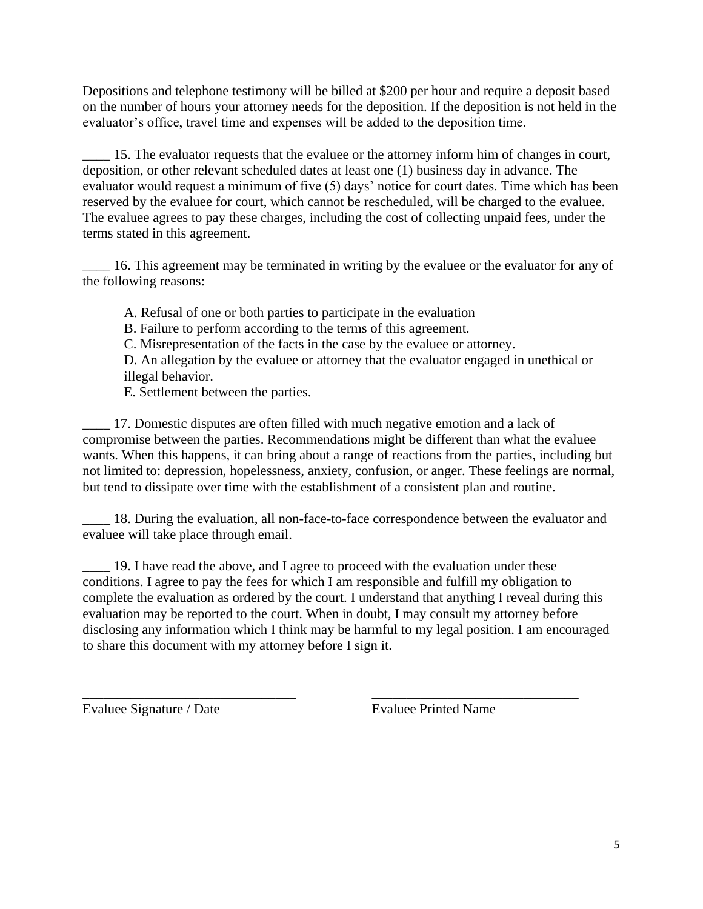Depositions and telephone testimony will be billed at $200 per hour and require a deposit based on the number of hours your attorney needs for the deposition. If the deposition is not held in the evaluator's office, travel time and expenses will be added to the deposition time.

____ 15. The evaluator requests that the evaluee or the attorney inform him of changes in court, deposition, or other relevant scheduled dates at least one (1) business day in advance. The evaluator would request a minimum of five (5) days' notice for court dates. Time which has been reserved by the evaluee for court, which cannot be rescheduled, will be charged to the evaluee. The evaluee agrees to pay these charges, including the cost of collecting unpaid fees, under the terms stated in this agreement.

____ 16. This agreement may be terminated in writing by the evaluee or the evaluator for any of the following reasons:

A. Refusal of one or both parties to participate in the evaluation
B. Failure to perform according to the terms of this agreement.
C. Misrepresentation of the facts in the case by the evaluee or attorney.
D. An allegation by the evaluee or attorney that the evaluator engaged in unethical or illegal behavior.
E. Settlement between the parties.

____ 17. Domestic disputes are often filled with much negative emotion and a lack of compromise between the parties. Recommendations might be different than what the evaluee wants. When this happens, it can bring about a range of reactions from the parties, including but not limited to: depression, hopelessness, anxiety, confusion, or anger. These feelings are normal, but tend to dissipate over time with the establishment of a consistent plan and routine.

____ 18. During the evaluation, all non-face-to-face correspondence between the evaluator and evaluee will take place through email.

____ 19. I have read the above, and I agree to proceed with the evaluation under these conditions. I agree to pay the fees for which I am responsible and fulfill my obligation to complete the evaluation as ordered by the court. I understand that anything I reveal during this evaluation may be reported to the court. When in doubt, I may consult my attorney before disclosing any information which I think may be harmful to my legal position. I am encouraged to share this document with my attorney before I sign it.

_______________________________ _______________________________
Evaluee Signature / Date Evaluee Printed Name